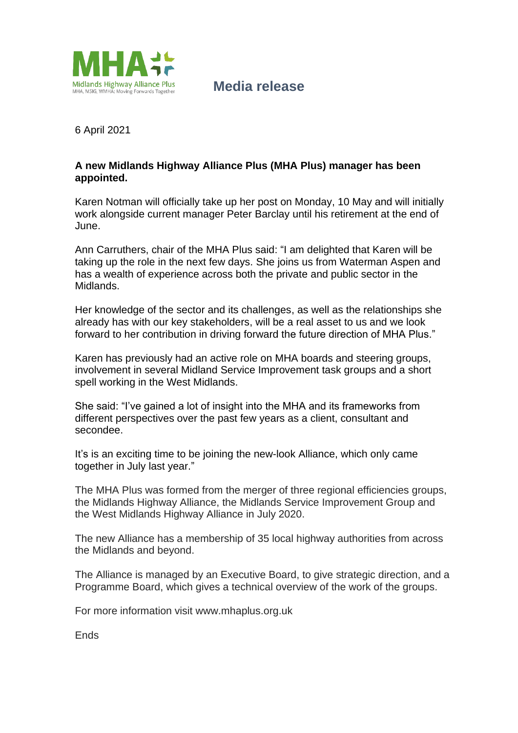Midlands Highway Alliance Plus
MHA, MSIG, WMHA: Moving Forwards Together

# Media release

6 April 2021

**A new Midlands Highway Alliance Plus (MHA Plus) manager has been appointed.**

Karen Notman will officially take up her post on Monday, 10 May and will initially work alongside current manager Peter Barclay until his retirement at the end of June.

Ann Carruthers, chair of the MHA Plus said: "I am delighted that Karen will be taking up the role in the next few days. She joins us from Waterman Aspen and has a wealth of experience across both the private and public sector in the Midlands.

Her knowledge of the sector and its challenges, as well as the relationships she already has with our key stakeholders, will be a real asset to us and we look forward to her contribution in driving forward the future direction of MHA Plus."

Karen has previously had an active role on MHA boards and steering groups, involvement in several Midland Service Improvement task groups and a short spell working in the West Midlands.

She said: "I've gained a lot of insight into the MHA and its frameworks from different perspectives over the past few years as a client, consultant and secondee.

It's is an exciting time to be joining the new-look Alliance, which only came together in July last year."

The MHA Plus was formed from the merger of three regional efficiencies groups, the Midlands Highway Alliance, the Midlands Service Improvement Group and the West Midlands Highway Alliance in July 2020.

The new Alliance has a membership of 35 local highway authorities from across the Midlands and beyond.

The Alliance is managed by an Executive Board, to give strategic direction, and a Programme Board, which gives a technical overview of the work of the groups.

For more information visit www.mhaplus.org.uk

Ends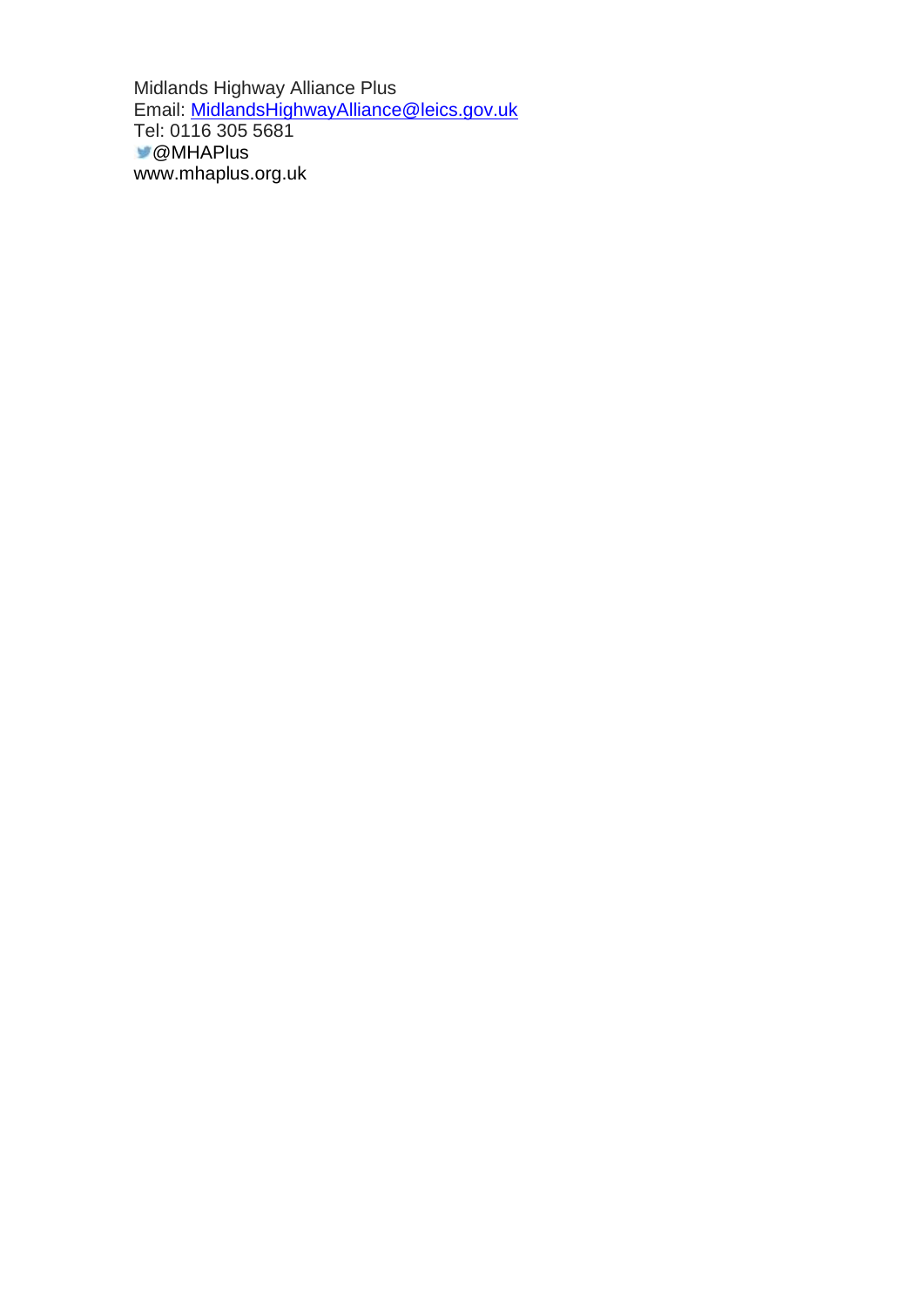Midlands Highway Alliance Plus
Email: MidlandsHighwayAlliance@leics.gov.uk
Tel: 0116 305 5681
@MHAPlus
www.mhaplus.org.uk